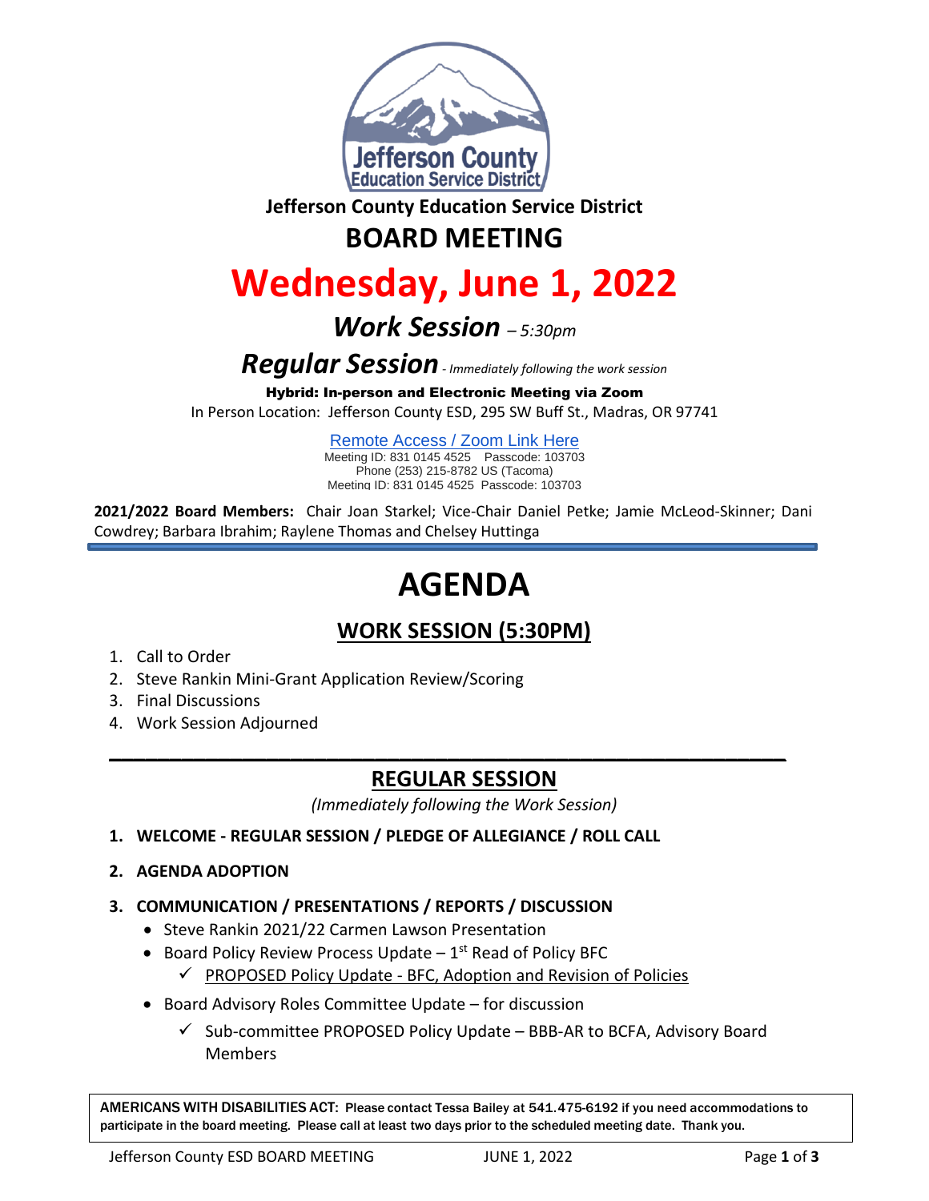Jefferson County Education Service District

# BOARD MEETING

# Wednesday, June 1, 2022

## *Work Session* – *5:30pm*

## *Regular Session* - *Immediately following the work session*

**Hybrid: In-person and Electronic Meeting via Zoom**

In Person Location: Jefferson County ESD, 295 SW Buff St., Madras, OR 97741

Remote Access / Zoom Link Here

Meeting ID: 831 0145 4525 Passcode: 103703
Phone (253) 215-8782 US (Tacoma)
Meeting ID: 831 0145 4525 Passcode: 103703

**2021/2022 Board Members:** Chair Joan Starkel; Vice-Chair Daniel Petke; Jamie McLeod-Skinner; Dani Cowdrey; Barbara Ibrahim; Raylene Thomas and Chelsey Huttinga

---

# AGENDA

## WORK SESSION (5:30PM)

1. Call to Order
2. Steve Rankin Mini-Grant Application Review/Scoring
3. Final Discussions
4. Work Session Adjourned

---

## REGULAR SESSION

*(Immediately following the Work Session)*

1. **WELCOME - REGULAR SESSION / PLEDGE OF ALLEGIANCE / ROLL CALL**
2. **AGENDA ADOPTION**
3. **COMMUNICATION / PRESENTATIONS / REPORTS / DISCUSSION**
   - Steve Rankin 2021/22 Carmen Lawson Presentation
   - Board Policy Review Process Update – 1st Read of Policy BFC
     - ✓ PROPOSED Policy Update - BFC, Adoption and Revision of Policies
   - Board Advisory Roles Committee Update – for discussion
     - ✓ Sub-committee PROPOSED Policy Update – BBB-AR to BCFA, Advisory Board Members

AMERICANS WITH DISABILITIES ACT: Please contact Tessa Bailey at 541.475-6192 if you need accommodations to participate in the board meeting. Please call at least two days prior to the scheduled meeting date. Thank you.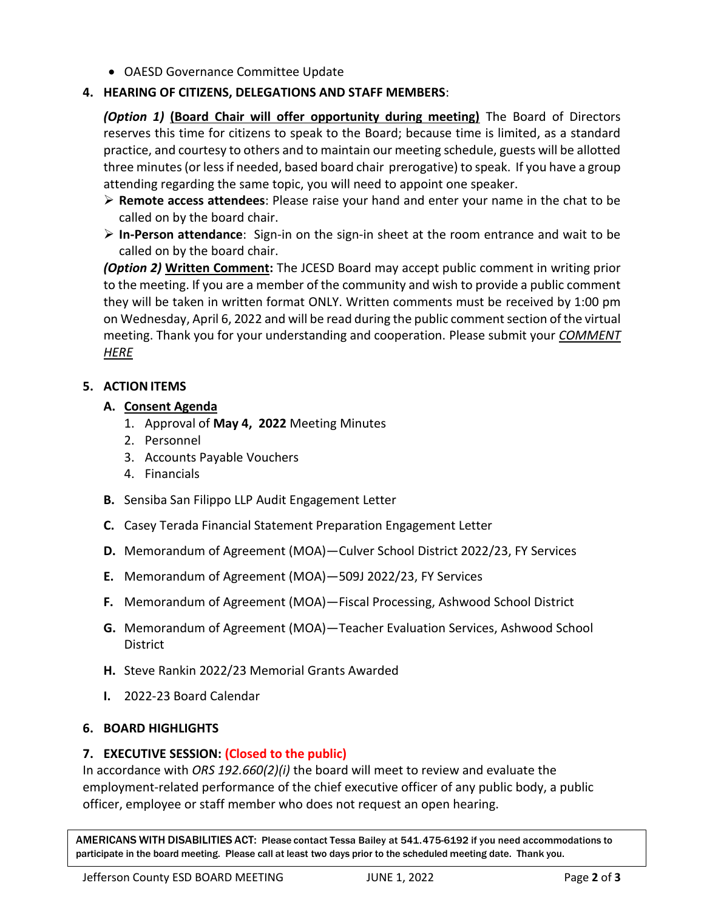- OAESD Governance Committee Update

4. **HEARING OF CITIZENS, DELEGATIONS AND STAFF MEMBERS**:

   ***(Option 1)*** **<u>(Board Chair will offer opportunity during meeting)</u>** The Board of Directors reserves this time for citizens to speak to the Board; because time is limited, as a standard practice, and courtesy to others and to maintain our meeting schedule, guests will be allotted three minutes (or less if needed, based board chair prerogative) to speak. If you have a group attending regarding the same topic, you will need to appoint one speaker.

   - **Remote access attendees**: Please raise your hand and enter your name in the chat to be called on by the board chair.
   - **In-Person attendance**: Sign-in on the sign-in sheet at the room entrance and wait to be called on by the board chair.

   ***(Option 2)*** **<u>Written Comment</u>:** The JCESD Board may accept public comment in writing prior to the meeting. If you are a member of the community and wish to provide a public comment they will be taken in written format ONLY. Written comments must be received by 1:00 pm on Wednesday, April 6, 2022 and will be read during the public comment section of the virtual meeting. Thank you for your understanding and cooperation. Please submit your *<u>COMMENT HERE</u>*

5. **ACTION ITEMS**

   **A. <u>Consent Agenda</u>**
   1. Approval of **May 4, 2022** Meeting Minutes
   2. Personnel
   3. Accounts Payable Vouchers
   4. Financials

   **B.** Sensiba San Filippo LLP Audit Engagement Letter

   **C.** Casey Terada Financial Statement Preparation Engagement Letter

   **D.** Memorandum of Agreement (MOA)—Culver School District 2022/23, FY Services

   **E.** Memorandum of Agreement (MOA)—509J 2022/23, FY Services

   **F.** Memorandum of Agreement (MOA)—Fiscal Processing, Ashwood School District

   **G.** Memorandum of Agreement (MOA)—Teacher Evaluation Services, Ashwood School District

   **H.** Steve Rankin 2022/23 Memorial Grants Awarded

   **I.** 2022-23 Board Calendar

6. **BOARD HIGHLIGHTS**

7. **EXECUTIVE SESSION: (Closed to the public)**

In accordance with *ORS 192.660(2)(i)* the board will meet to review and evaluate the employment-related performance of the chief executive officer of any public body, a public officer, employee or staff member who does not request an open hearing.

**AMERICANS WITH DISABILITIES ACT: Please contact Tessa Bailey at 541.475-6192 if you need accommodations to participate in the board meeting. Please call at least two days prior to the scheduled meeting date. Thank you.**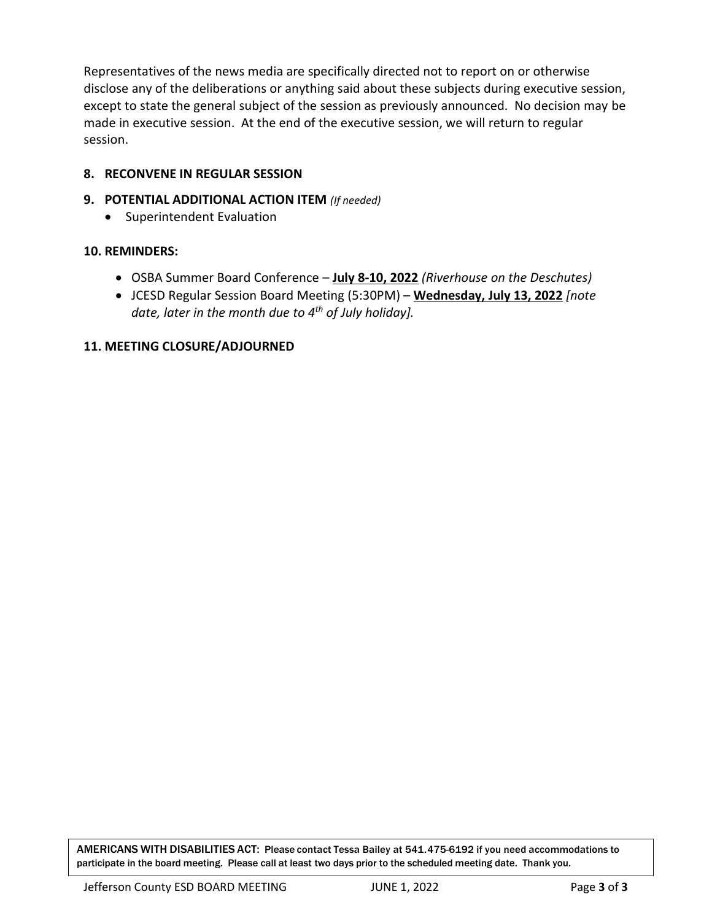Representatives of the news media are specifically directed not to report on or otherwise disclose any of the deliberations or anything said about these subjects during executive session, except to state the general subject of the session as previously announced. No decision may be made in executive session. At the end of the executive session, we will return to regular session.

**8. RECONVENE IN REGULAR SESSION**

**9. POTENTIAL ADDITIONAL ACTION ITEM** *(If needed)*

- Superintendent Evaluation

**10. REMINDERS:**

- OSBA Summer Board Conference – **July 8-10, 2022** *(Riverhouse on the Deschutes)*
- JCESD Regular Session Board Meeting (5:30PM) – **Wednesday, July 13, 2022** *[note date, later in the month due to 4th of July holiday].*

**11. MEETING CLOSURE/ADJOURNED**

AMERICANS WITH DISABILITIES ACT: Please contact Tessa Bailey at 541.475-6192 if you need accommodations to participate in the board meeting. Please call at least two days prior to the scheduled meeting date. Thank you.